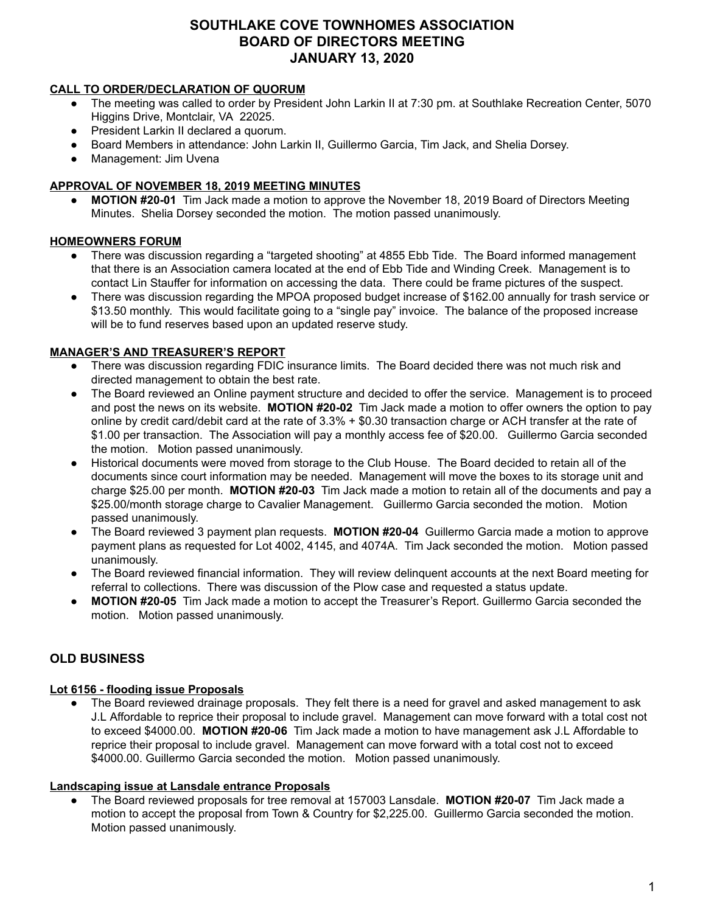# SOUTHLAKE COVE TOWNHOMES ASSOCIATION
# BOARD OF DIRECTORS MEETING
# JANUARY 13, 2020

**CALL TO ORDER/DECLARATION OF QUORUM**

- The meeting was called to order by President John Larkin II at 7:30 pm. at Southlake Recreation Center, 5070 Higgins Drive, Montclair, VA 22025.
- President Larkin II declared a quorum.
- Board Members in attendance: John Larkin II, Guillermo Garcia, Tim Jack, and Shelia Dorsey.
- Management: Jim Uvena

**APPROVAL OF NOVEMBER 18, 2019 MEETING MINUTES**

- **MOTION #20-01** Tim Jack made a motion to approve the November 18, 2019 Board of Directors Meeting Minutes. Shelia Dorsey seconded the motion. The motion passed unanimously.

**HOMEOWNERS FORUM**

- There was discussion regarding a "targeted shooting" at 4855 Ebb Tide. The Board informed management that there is an Association camera located at the end of Ebb Tide and Winding Creek. Management is to contact Lin Stauffer for information on accessing the data. There could be frame pictures of the suspect.
- There was discussion regarding the MPOA proposed budget increase of $162.00 annually for trash service or $13.50 monthly. This would facilitate going to a "single pay" invoice. The balance of the proposed increase will be to fund reserves based upon an updated reserve study.

**MANAGER'S AND TREASURER'S REPORT**

- There was discussion regarding FDIC insurance limits. The Board decided there was not much risk and directed management to obtain the best rate.
- The Board reviewed an Online payment structure and decided to offer the service. Management is to proceed and post the news on its website. **MOTION #20-02** Tim Jack made a motion to offer owners the option to pay online by credit card/debit card at the rate of 3.3% + $0.30 transaction charge or ACH transfer at the rate of $1.00 per transaction. The Association will pay a monthly access fee of $20.00. Guillermo Garcia seconded the motion. Motion passed unanimously.
- Historical documents were moved from storage to the Club House. The Board decided to retain all of the documents since court information may be needed. Management will move the boxes to its storage unit and charge $25.00 per month. **MOTION #20-03** Tim Jack made a motion to retain all of the documents and pay a $25.00/month storage charge to Cavalier Management. Guillermo Garcia seconded the motion. Motion passed unanimously.
- The Board reviewed 3 payment plan requests. **MOTION #20-04** Guillermo Garcia made a motion to approve payment plans as requested for Lot 4002, 4145, and 4074A. Tim Jack seconded the motion. Motion passed unanimously.
- The Board reviewed financial information. They will review delinquent accounts at the next Board meeting for referral to collections. There was discussion of the Plow case and requested a status update.
- **MOTION #20-05** Tim Jack made a motion to accept the Treasurer's Report. Guillermo Garcia seconded the motion. Motion passed unanimously.

## OLD BUSINESS

**Lot 6156 - flooding issue Proposals**

- The Board reviewed drainage proposals. They felt there is a need for gravel and asked management to ask J.L Affordable to reprice their proposal to include gravel. Management can move forward with a total cost not to exceed $4000.00. **MOTION #20-06** Tim Jack made a motion to have management ask J.L Affordable to reprice their proposal to include gravel. Management can move forward with a total cost not to exceed $4000.00. Guillermo Garcia seconded the motion. Motion passed unanimously.

**Landscaping issue at Lansdale entrance Proposals**

- The Board reviewed proposals for tree removal at 157003 Lansdale. **MOTION #20-07** Tim Jack made a motion to accept the proposal from Town & Country for $2,225.00. Guillermo Garcia seconded the motion. Motion passed unanimously.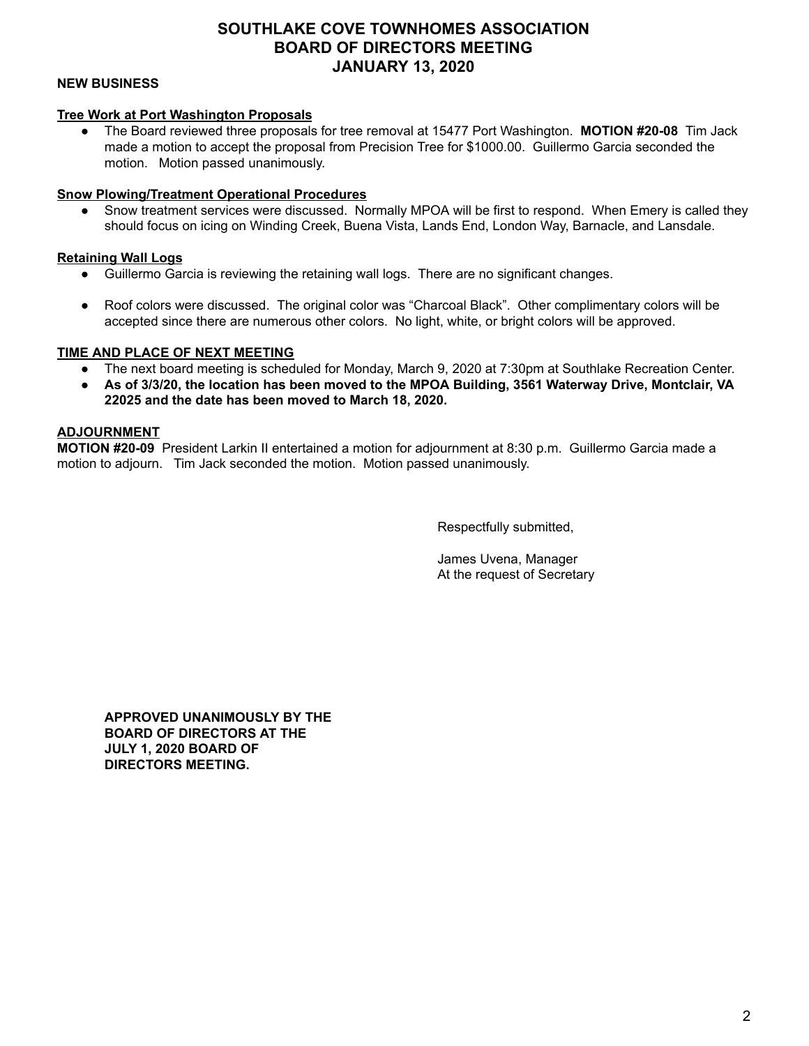# SOUTHLAKE COVE TOWNHOMES ASSOCIATION
# BOARD OF DIRECTORS MEETING
# JANUARY 13, 2020

**NEW BUSINESS**

**Tree Work at Port Washington Proposals**

- The Board reviewed three proposals for tree removal at 15477 Port Washington. **MOTION #20-08** Tim Jack made a motion to accept the proposal from Precision Tree for $1000.00. Guillermo Garcia seconded the motion. Motion passed unanimously.

**Snow Plowing/Treatment Operational Procedures**

- Snow treatment services were discussed. Normally MPOA will be first to respond. When Emery is called they should focus on icing on Winding Creek, Buena Vista, Lands End, London Way, Barnacle, and Lansdale.

**Retaining Wall Logs**

- Guillermo Garcia is reviewing the retaining wall logs. There are no significant changes.
- Roof colors were discussed. The original color was "Charcoal Black". Other complimentary colors will be accepted since there are numerous other colors. No light, white, or bright colors will be approved.

**TIME AND PLACE OF NEXT MEETING**

- The next board meeting is scheduled for Monday, March 9, 2020 at 7:30pm at Southlake Recreation Center.
- **As of 3/3/20, the location has been moved to the MPOA Building, 3561 Waterway Drive, Montclair, VA 22025 and the date has been moved to March 18, 2020.**

**ADJOURNMENT**

**MOTION #20-09** President Larkin II entertained a motion for adjournment at 8:30 p.m. Guillermo Garcia made a motion to adjourn. Tim Jack seconded the motion. Motion passed unanimously.

Respectfully submitted,

James Uvena, Manager
At the request of Secretary

**APPROVED UNANIMOUSLY BY THE BOARD OF DIRECTORS AT THE JULY 1, 2020 BOARD OF DIRECTORS MEETING.**